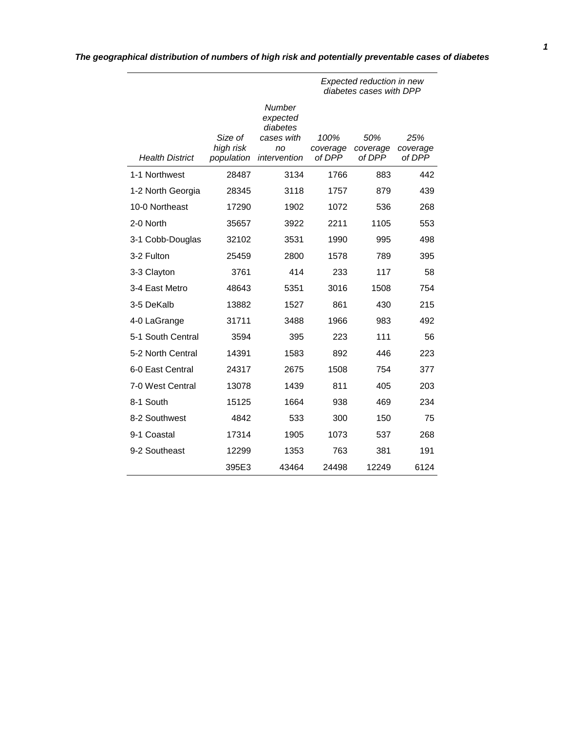***The geographical distribution of numbers of high risk and potentially preventable cases of diabetes***

| | | | *Expected reduction in new diabetes cases with DPP* | | |
|---|---|---|---|---|---|
| *Health District* | *Size of high risk population* | *Number expected diabetes cases with no intervention* | *100% coverage of DPP* | *50% coverage of DPP* | *25% coverage of DPP* |
| 1-1 Northwest | 28487 | 3134 | 1766 | 883 | 442 |
| 1-2 North Georgia | 28345 | 3118 | 1757 | 879 | 439 |
| 10-0 Northeast | 17290 | 1902 | 1072 | 536 | 268 |
| 2-0 North | 35657 | 3922 | 2211 | 1105 | 553 |
| 3-1 Cobb-Douglas | 32102 | 3531 | 1990 | 995 | 498 |
| 3-2 Fulton | 25459 | 2800 | 1578 | 789 | 395 |
| 3-3 Clayton | 3761 | 414 | 233 | 117 | 58 |
| 3-4 East Metro | 48643 | 5351 | 3016 | 1508 | 754 |
| 3-5 DeKalb | 13882 | 1527 | 861 | 430 | 215 |
| 4-0 LaGrange | 31711 | 3488 | 1966 | 983 | 492 |
| 5-1 South Central | 3594 | 395 | 223 | 111 | 56 |
| 5-2 North Central | 14391 | 1583 | 892 | 446 | 223 |
| 6-0 East Central | 24317 | 2675 | 1508 | 754 | 377 |
| 7-0 West Central | 13078 | 1439 | 811 | 405 | 203 |
| 8-1 South | 15125 | 1664 | 938 | 469 | 234 |
| 8-2 Southwest | 4842 | 533 | 300 | 150 | 75 |
| 9-1 Coastal | 17314 | 1905 | 1073 | 537 | 268 |
| 9-2 Southeast | 12299 | 1353 | 763 | 381 | 191 |
| | 395E3 | 43464 | 24498 | 12249 | 6124 |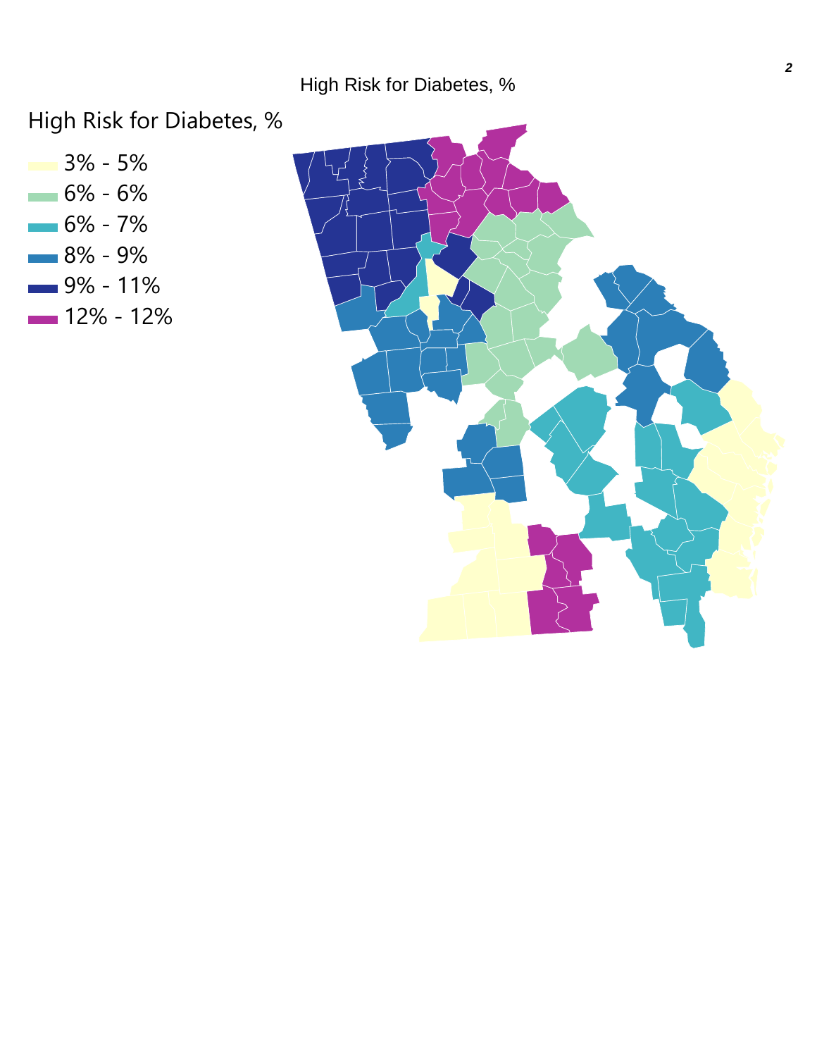High Risk for Diabetes, %

High Risk for Diabetes, %

- 3% - 5%
- 6% - 6%
- 6% - 7%
- 8% - 9%
- 9% - 11%
- 12% - 12%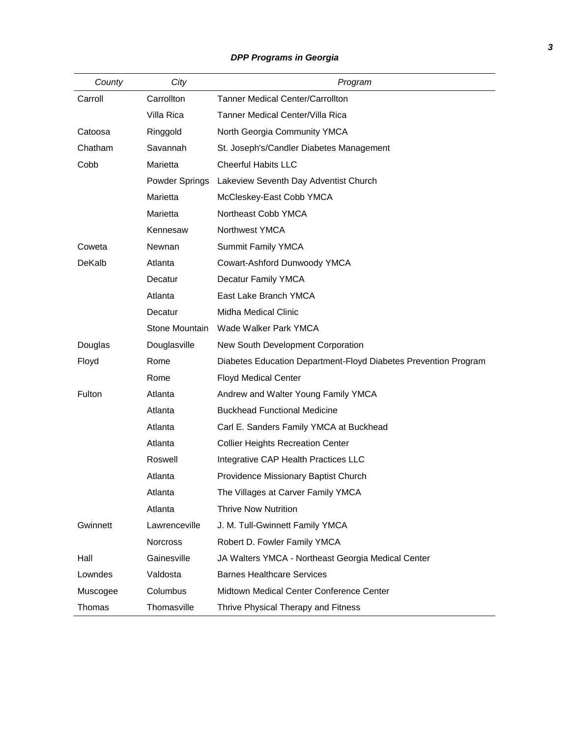*DPP Programs in Georgia*

| *County* | *City* | *Program* |
|---|---|---|
| Carroll | Carrollton | Tanner Medical Center/Carrollton |
| | Villa Rica | Tanner Medical Center/Villa Rica |
| Catoosa | Ringgold | North Georgia Community YMCA |
| Chatham | Savannah | St. Joseph's/Candler Diabetes Management |
| Cobb | Marietta | Cheerful Habits LLC |
| | Powder Springs | Lakeview Seventh Day Adventist Church |
| | Marietta | McCleskey-East Cobb YMCA |
| | Marietta | Northeast Cobb YMCA |
| | Kennesaw | Northwest YMCA |
| Coweta | Newnan | Summit Family YMCA |
| DeKalb | Atlanta | Cowart-Ashford Dunwoody YMCA |
| | Decatur | Decatur Family YMCA |
| | Atlanta | East Lake Branch YMCA |
| | Decatur | Midha Medical Clinic |
| | Stone Mountain | Wade Walker Park YMCA |
| Douglas | Douglasville | New South Development Corporation |
| Floyd | Rome | Diabetes Education Department-Floyd Diabetes Prevention Program |
| | Rome | Floyd Medical Center |
| Fulton | Atlanta | Andrew and Walter Young Family YMCA |
| | Atlanta | Buckhead Functional Medicine |
| | Atlanta | Carl E. Sanders Family YMCA at Buckhead |
| | Atlanta | Collier Heights Recreation Center |
| | Roswell | Integrative CAP Health Practices LLC |
| | Atlanta | Providence Missionary Baptist Church |
| | Atlanta | The Villages at Carver Family YMCA |
| | Atlanta | Thrive Now Nutrition |
| Gwinnett | Lawrenceville | J. M. Tull-Gwinnett Family YMCA |
| | Norcross | Robert D. Fowler Family YMCA |
| Hall | Gainesville | JA Walters YMCA - Northeast Georgia Medical Center |
| Lowndes | Valdosta | Barnes Healthcare Services |
| Muscogee | Columbus | Midtown Medical Center Conference Center |
| Thomas | Thomasville | Thrive Physical Therapy and Fitness |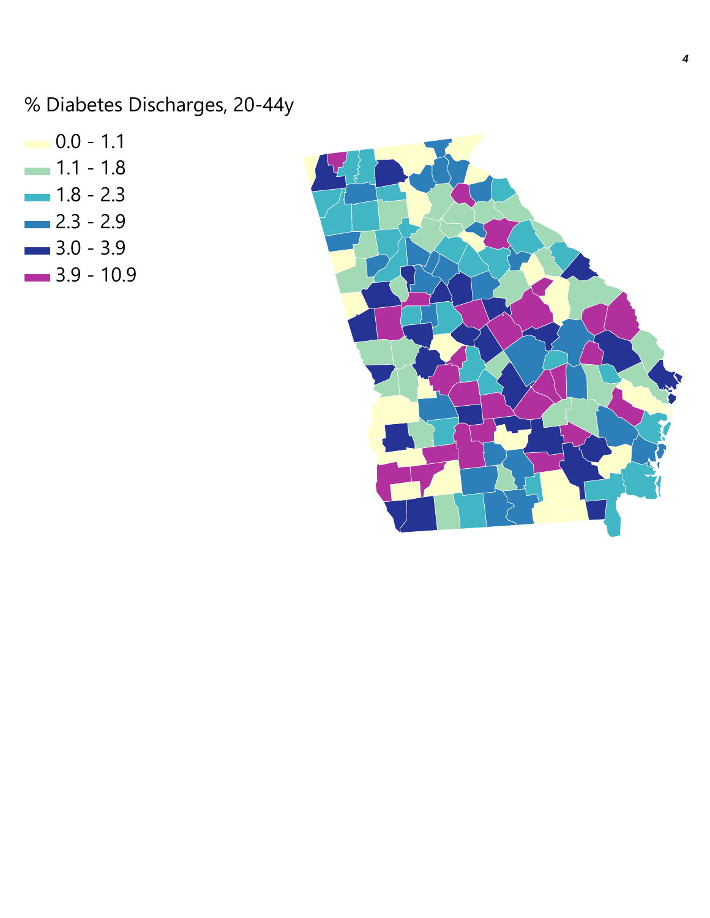% Diabetes Discharges, 20-44y

- 0.0 - 1.1
- 1.1 - 1.8
- 1.8 - 2.3
- 2.3 - 2.9
- 3.0 - 3.9
- 3.9 - 10.9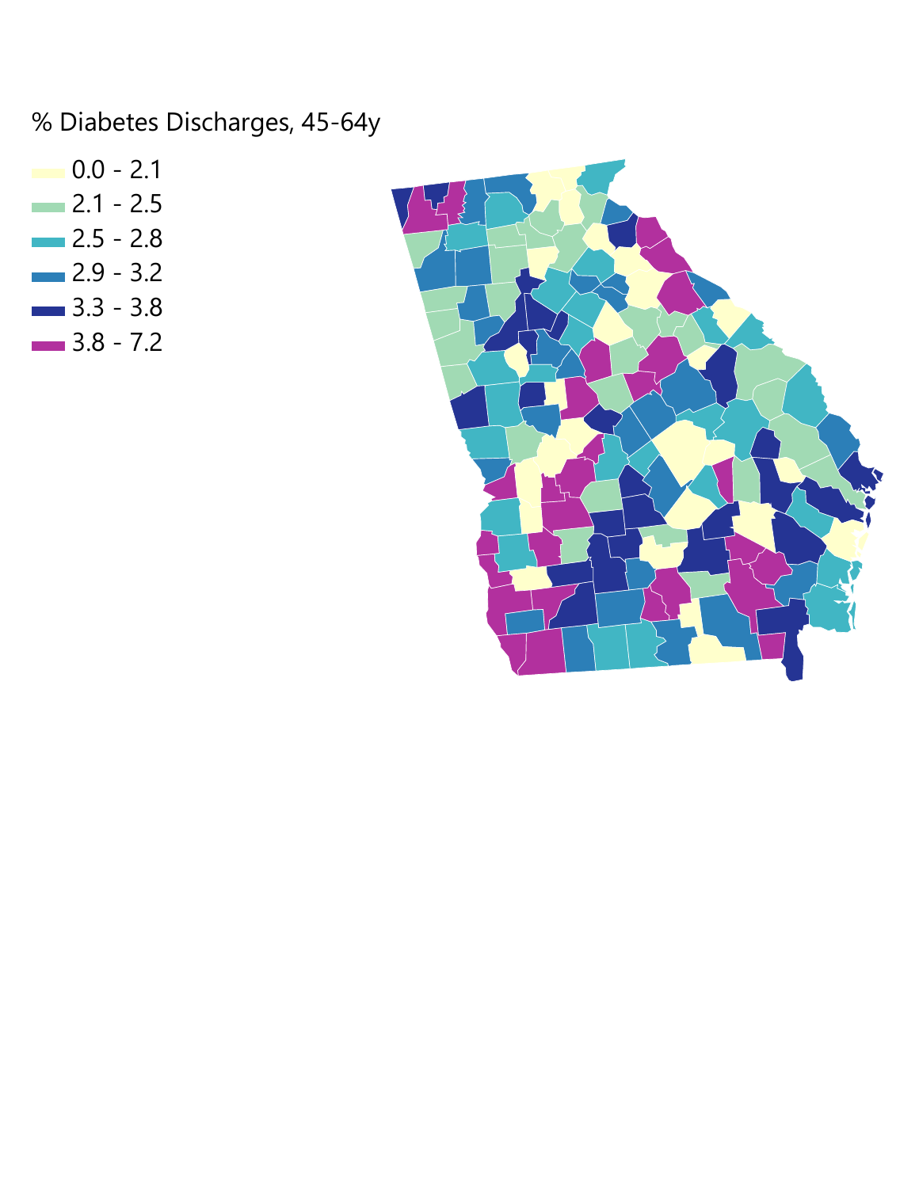% Diabetes Discharges, 45-64y

- 0.0 - 2.1
- 2.1 - 2.5
- 2.5 - 2.8
- 2.9 - 3.2
- 3.3 - 3.8
- 3.8 - 7.2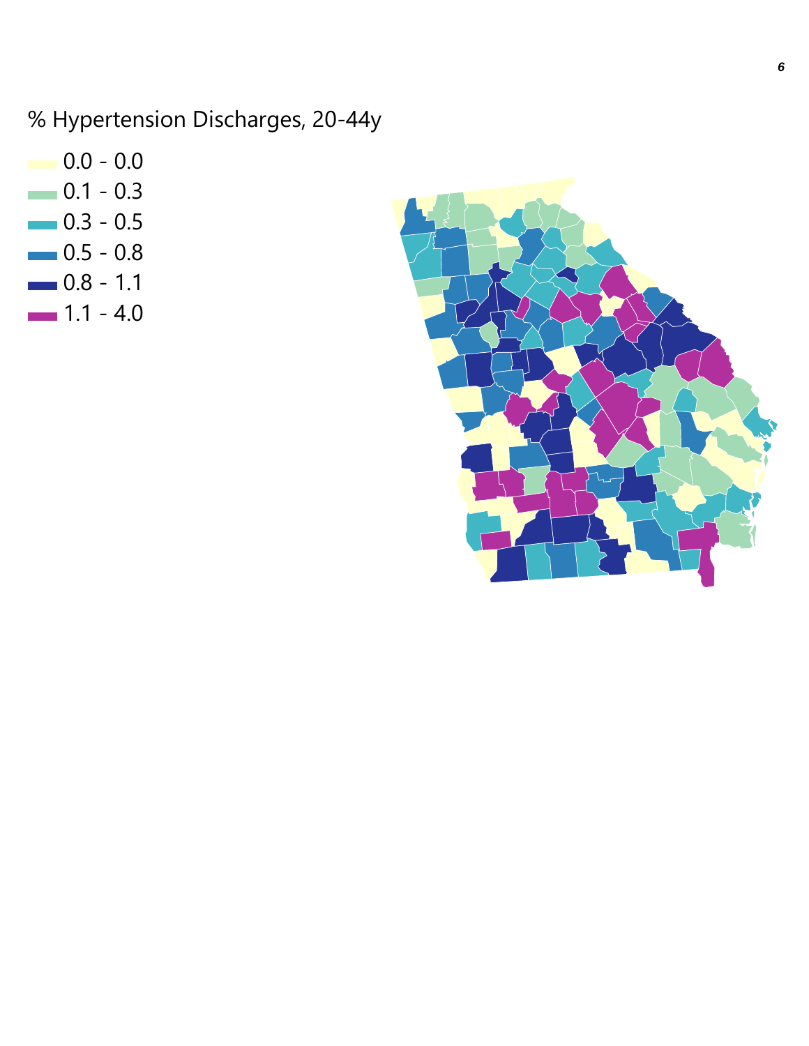% Hypertension Discharges, 20-44y

- 0.0 - 0.0
- 0.1 - 0.3
- 0.3 - 0.5
- 0.5 - 0.8
- 0.8 - 1.1
- 1.1 - 4.0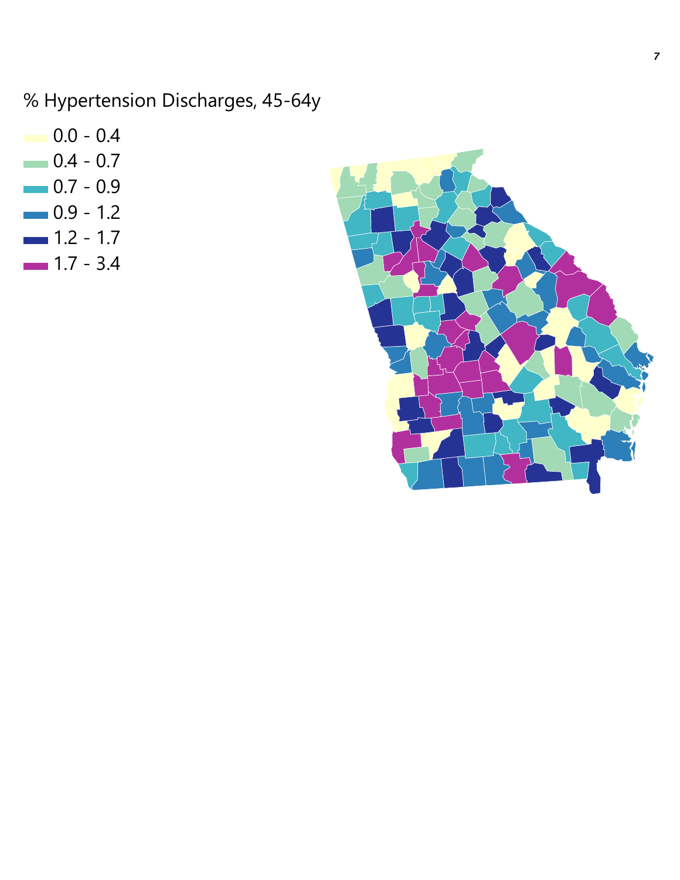% Hypertension Discharges, 45-64y

- 0.0 - 0.4
- 0.4 - 0.7
- 0.7 - 0.9
- 0.9 - 1.2
- 1.2 - 1.7
- 1.7 - 3.4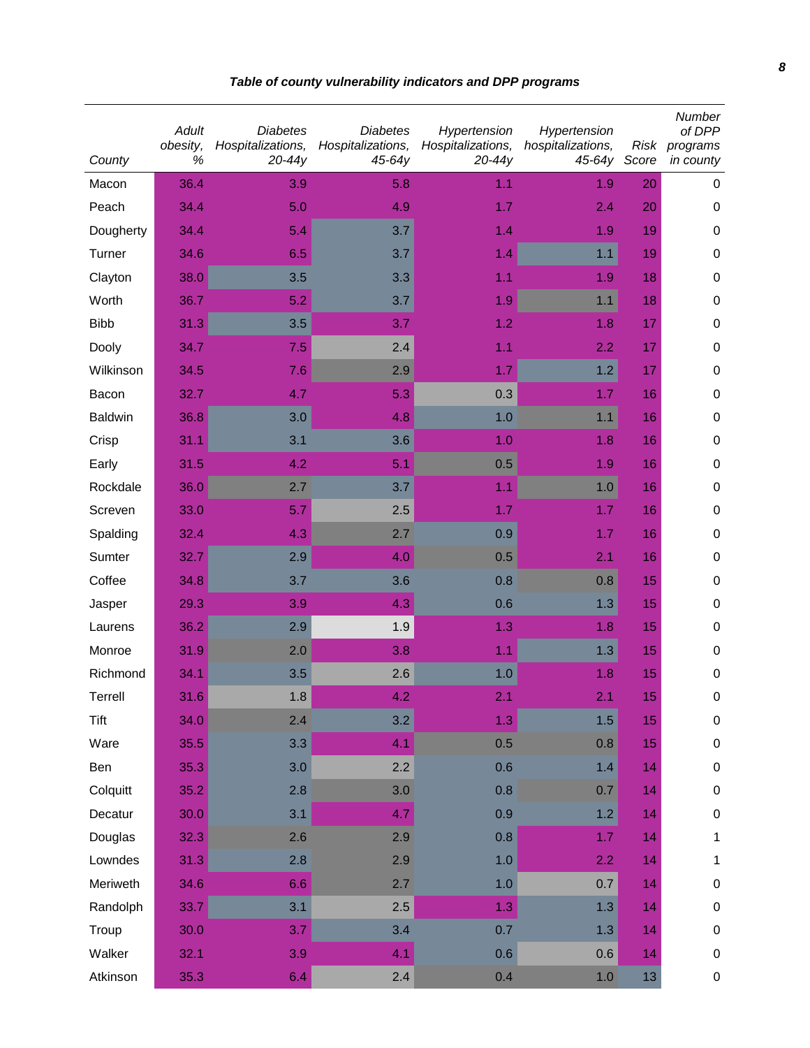***Table of county vulnerability indicators and DPP programs***

| County | Adult obesity, % | Diabetes Hospitalizations, 20-44y | Diabetes Hospitalizations, 45-64y | Hypertension Hospitalizations, 20-44y | Hypertension hospitalizations, 45-64y | Risk Score | Number of DPP programs in county |
|---|---|---|---|---|---|---|---|
| Macon | 36.4 | 3.9 | 5.8 | 1.1 | 1.9 | 20 | 0 |
| Peach | 34.4 | 5.0 | 4.9 | 1.7 | 2.4 | 20 | 0 |
| Dougherty | 34.4 | 5.4 | 3.7 | 1.4 | 1.9 | 19 | 0 |
| Turner | 34.6 | 6.5 | 3.7 | 1.4 | 1.1 | 19 | 0 |
| Clayton | 38.0 | 3.5 | 3.3 | 1.1 | 1.9 | 18 | 0 |
| Worth | 36.7 | 5.2 | 3.7 | 1.9 | 1.1 | 18 | 0 |
| Bibb | 31.3 | 3.5 | 3.7 | 1.2 | 1.8 | 17 | 0 |
| Dooly | 34.7 | 7.5 | 2.4 | 1.1 | 2.2 | 17 | 0 |
| Wilkinson | 34.5 | 7.6 | 2.9 | 1.7 | 1.2 | 17 | 0 |
| Bacon | 32.7 | 4.7 | 5.3 | 0.3 | 1.7 | 16 | 0 |
| Baldwin | 36.8 | 3.0 | 4.8 | 1.0 | 1.1 | 16 | 0 |
| Crisp | 31.1 | 3.1 | 3.6 | 1.0 | 1.8 | 16 | 0 |
| Early | 31.5 | 4.2 | 5.1 | 0.5 | 1.9 | 16 | 0 |
| Rockdale | 36.0 | 2.7 | 3.7 | 1.1 | 1.0 | 16 | 0 |
| Screven | 33.0 | 5.7 | 2.5 | 1.7 | 1.7 | 16 | 0 |
| Spalding | 32.4 | 4.3 | 2.7 | 0.9 | 1.7 | 16 | 0 |
| Sumter | 32.7 | 2.9 | 4.0 | 0.5 | 2.1 | 16 | 0 |
| Coffee | 34.8 | 3.7 | 3.6 | 0.8 | 0.8 | 15 | 0 |
| Jasper | 29.3 | 3.9 | 4.3 | 0.6 | 1.3 | 15 | 0 |
| Laurens | 36.2 | 2.9 | 1.9 | 1.3 | 1.8 | 15 | 0 |
| Monroe | 31.9 | 2.0 | 3.8 | 1.1 | 1.3 | 15 | 0 |
| Richmond | 34.1 | 3.5 | 2.6 | 1.0 | 1.8 | 15 | 0 |
| Terrell | 31.6 | 1.8 | 4.2 | 2.1 | 2.1 | 15 | 0 |
| Tift | 34.0 | 2.4 | 3.2 | 1.3 | 1.5 | 15 | 0 |
| Ware | 35.5 | 3.3 | 4.1 | 0.5 | 0.8 | 15 | 0 |
| Ben | 35.3 | 3.0 | 2.2 | 0.6 | 1.4 | 14 | 0 |
| Colquitt | 35.2 | 2.8 | 3.0 | 0.8 | 0.7 | 14 | 0 |
| Decatur | 30.0 | 3.1 | 4.7 | 0.9 | 1.2 | 14 | 0 |
| Douglas | 32.3 | 2.6 | 2.9 | 0.8 | 1.7 | 14 | 1 |
| Lowndes | 31.3 | 2.8 | 2.9 | 1.0 | 2.2 | 14 | 1 |
| Meriweth | 34.6 | 6.6 | 2.7 | 1.0 | 0.7 | 14 | 0 |
| Randolph | 33.7 | 3.1 | 2.5 | 1.3 | 1.3 | 14 | 0 |
| Troup | 30.0 | 3.7 | 3.4 | 0.7 | 1.3 | 14 | 0 |
| Walker | 32.1 | 3.9 | 4.1 | 0.6 | 0.6 | 14 | 0 |
| Atkinson | 35.3 | 6.4 | 2.4 | 0.4 | 1.0 | 13 | 0 |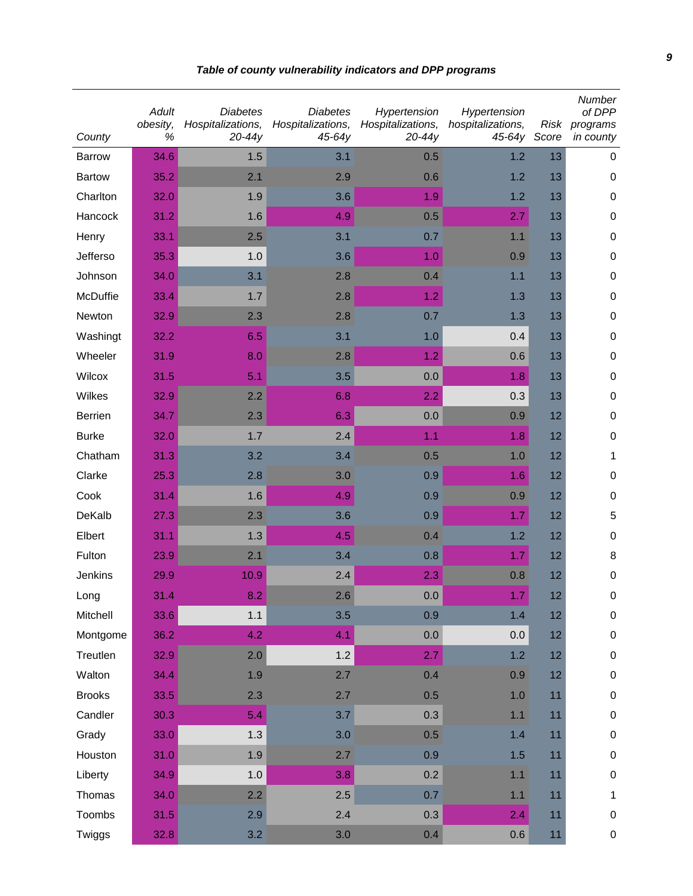***Table of county vulnerability indicators and DPP programs***

| County | Adult obesity, % | Diabetes Hospitalizations, 20-44y | Diabetes Hospitalizations, 45-64y | Hypertension Hospitalizations, 20-44y | Hypertension hospitalizations, 45-64y | Risk Score | Number of DPP programs in county |
|---|---|---|---|---|---|---|---|
| Barrow | 34.6 | 1.5 | 3.1 | 0.5 | 1.2 | 13 | 0 |
| Bartow | 35.2 | 2.1 | 2.9 | 0.6 | 1.2 | 13 | 0 |
| Charlton | 32.0 | 1.9 | 3.6 | 1.9 | 1.2 | 13 | 0 |
| Hancock | 31.2 | 1.6 | 4.9 | 0.5 | 2.7 | 13 | 0 |
| Henry | 33.1 | 2.5 | 3.1 | 0.7 | 1.1 | 13 | 0 |
| Jefferso | 35.3 | 1.0 | 3.6 | 1.0 | 0.9 | 13 | 0 |
| Johnson | 34.0 | 3.1 | 2.8 | 0.4 | 1.1 | 13 | 0 |
| McDuffie | 33.4 | 1.7 | 2.8 | 1.2 | 1.3 | 13 | 0 |
| Newton | 32.9 | 2.3 | 2.8 | 0.7 | 1.3 | 13 | 0 |
| Washingt | 32.2 | 6.5 | 3.1 | 1.0 | 0.4 | 13 | 0 |
| Wheeler | 31.9 | 8.0 | 2.8 | 1.2 | 0.6 | 13 | 0 |
| Wilcox | 31.5 | 5.1 | 3.5 | 0.0 | 1.8 | 13 | 0 |
| Wilkes | 32.9 | 2.2 | 6.8 | 2.2 | 0.3 | 13 | 0 |
| Berrien | 34.7 | 2.3 | 6.3 | 0.0 | 0.9 | 12 | 0 |
| Burke | 32.0 | 1.7 | 2.4 | 1.1 | 1.8 | 12 | 0 |
| Chatham | 31.3 | 3.2 | 3.4 | 0.5 | 1.0 | 12 | 1 |
| Clarke | 25.3 | 2.8 | 3.0 | 0.9 | 1.6 | 12 | 0 |
| Cook | 31.4 | 1.6 | 4.9 | 0.9 | 0.9 | 12 | 0 |
| DeKalb | 27.3 | 2.3 | 3.6 | 0.9 | 1.7 | 12 | 5 |
| Elbert | 31.1 | 1.3 | 4.5 | 0.4 | 1.2 | 12 | 0 |
| Fulton | 23.9 | 2.1 | 3.4 | 0.8 | 1.7 | 12 | 8 |
| Jenkins | 29.9 | 10.9 | 2.4 | 2.3 | 0.8 | 12 | 0 |
| Long | 31.4 | 8.2 | 2.6 | 0.0 | 1.7 | 12 | 0 |
| Mitchell | 33.6 | 1.1 | 3.5 | 0.9 | 1.4 | 12 | 0 |
| Montgome | 36.2 | 4.2 | 4.1 | 0.0 | 0.0 | 12 | 0 |
| Treutlen | 32.9 | 2.0 | 1.2 | 2.7 | 1.2 | 12 | 0 |
| Walton | 34.4 | 1.9 | 2.7 | 0.4 | 0.9 | 12 | 0 |
| Brooks | 33.5 | 2.3 | 2.7 | 0.5 | 1.0 | 11 | 0 |
| Candler | 30.3 | 5.4 | 3.7 | 0.3 | 1.1 | 11 | 0 |
| Grady | 33.0 | 1.3 | 3.0 | 0.5 | 1.4 | 11 | 0 |
| Houston | 31.0 | 1.9 | 2.7 | 0.9 | 1.5 | 11 | 0 |
| Liberty | 34.9 | 1.0 | 3.8 | 0.2 | 1.1 | 11 | 0 |
| Thomas | 34.0 | 2.2 | 2.5 | 0.7 | 1.1 | 11 | 1 |
| Toombs | 31.5 | 2.9 | 2.4 | 0.3 | 2.4 | 11 | 0 |
| Twiggs | 32.8 | 3.2 | 3.0 | 0.4 | 0.6 | 11 | 0 |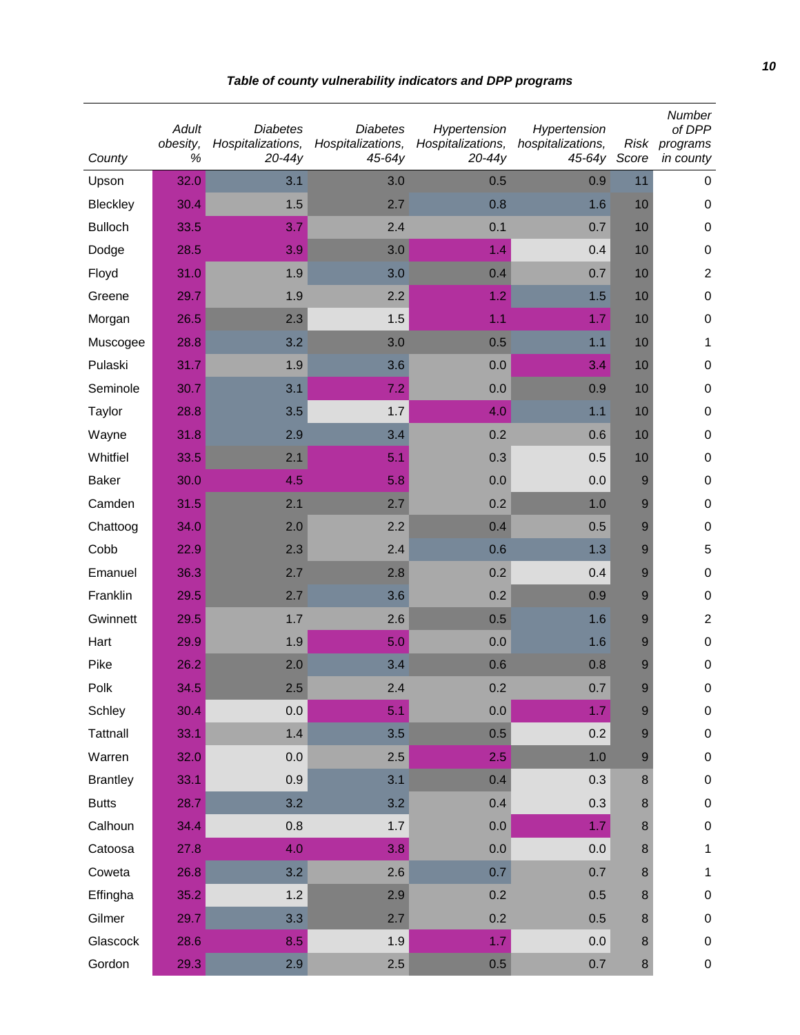***Table of county vulnerability indicators and DPP programs***

| *County* | *Adult obesity, %* | *Diabetes Hospitalizations, 20-44y* | *Diabetes Hospitalizations, 45-64y* | *Hypertension Hospitalizations, 20-44y* | *Hypertension hospitalizations, 45-64y* | *Risk Score* | *Number of DPP programs in county* |
|---|---|---|---|---|---|---|---|
| Upson | 32.0 | 3.1 | 3.0 | 0.5 | 0.9 | 11 | 0 |
| Bleckley | 30.4 | 1.5 | 2.7 | 0.8 | 1.6 | 10 | 0 |
| Bulloch | 33.5 | 3.7 | 2.4 | 0.1 | 0.7 | 10 | 0 |
| Dodge | 28.5 | 3.9 | 3.0 | 1.4 | 0.4 | 10 | 0 |
| Floyd | 31.0 | 1.9 | 3.0 | 0.4 | 0.7 | 10 | 2 |
| Greene | 29.7 | 1.9 | 2.2 | 1.2 | 1.5 | 10 | 0 |
| Morgan | 26.5 | 2.3 | 1.5 | 1.1 | 1.7 | 10 | 0 |
| Muscogee | 28.8 | 3.2 | 3.0 | 0.5 | 1.1 | 10 | 1 |
| Pulaski | 31.7 | 1.9 | 3.6 | 0.0 | 3.4 | 10 | 0 |
| Seminole | 30.7 | 3.1 | 7.2 | 0.0 | 0.9 | 10 | 0 |
| Taylor | 28.8 | 3.5 | 1.7 | 4.0 | 1.1 | 10 | 0 |
| Wayne | 31.8 | 2.9 | 3.4 | 0.2 | 0.6 | 10 | 0 |
| Whitfiel | 33.5 | 2.1 | 5.1 | 0.3 | 0.5 | 10 | 0 |
| Baker | 30.0 | 4.5 | 5.8 | 0.0 | 0.0 | 9 | 0 |
| Camden | 31.5 | 2.1 | 2.7 | 0.2 | 1.0 | 9 | 0 |
| Chattoog | 34.0 | 2.0 | 2.2 | 0.4 | 0.5 | 9 | 0 |
| Cobb | 22.9 | 2.3 | 2.4 | 0.6 | 1.3 | 9 | 5 |
| Emanuel | 36.3 | 2.7 | 2.8 | 0.2 | 0.4 | 9 | 0 |
| Franklin | 29.5 | 2.7 | 3.6 | 0.2 | 0.9 | 9 | 0 |
| Gwinnett | 29.5 | 1.7 | 2.6 | 0.5 | 1.6 | 9 | 2 |
| Hart | 29.9 | 1.9 | 5.0 | 0.0 | 1.6 | 9 | 0 |
| Pike | 26.2 | 2.0 | 3.4 | 0.6 | 0.8 | 9 | 0 |
| Polk | 34.5 | 2.5 | 2.4 | 0.2 | 0.7 | 9 | 0 |
| Schley | 30.4 | 0.0 | 5.1 | 0.0 | 1.7 | 9 | 0 |
| Tattnall | 33.1 | 1.4 | 3.5 | 0.5 | 0.2 | 9 | 0 |
| Warren | 32.0 | 0.0 | 2.5 | 2.5 | 1.0 | 9 | 0 |
| Brantley | 33.1 | 0.9 | 3.1 | 0.4 | 0.3 | 8 | 0 |
| Butts | 28.7 | 3.2 | 3.2 | 0.4 | 0.3 | 8 | 0 |
| Calhoun | 34.4 | 0.8 | 1.7 | 0.0 | 1.7 | 8 | 0 |
| Catoosa | 27.8 | 4.0 | 3.8 | 0.0 | 0.0 | 8 | 1 |
| Coweta | 26.8 | 3.2 | 2.6 | 0.7 | 0.7 | 8 | 1 |
| Effingha | 35.2 | 1.2 | 2.9 | 0.2 | 0.5 | 8 | 0 |
| Gilmer | 29.7 | 3.3 | 2.7 | 0.2 | 0.5 | 8 | 0 |
| Glascock | 28.6 | 8.5 | 1.9 | 1.7 | 0.0 | 8 | 0 |
| Gordon | 29.3 | 2.9 | 2.5 | 0.5 | 0.7 | 8 | 0 |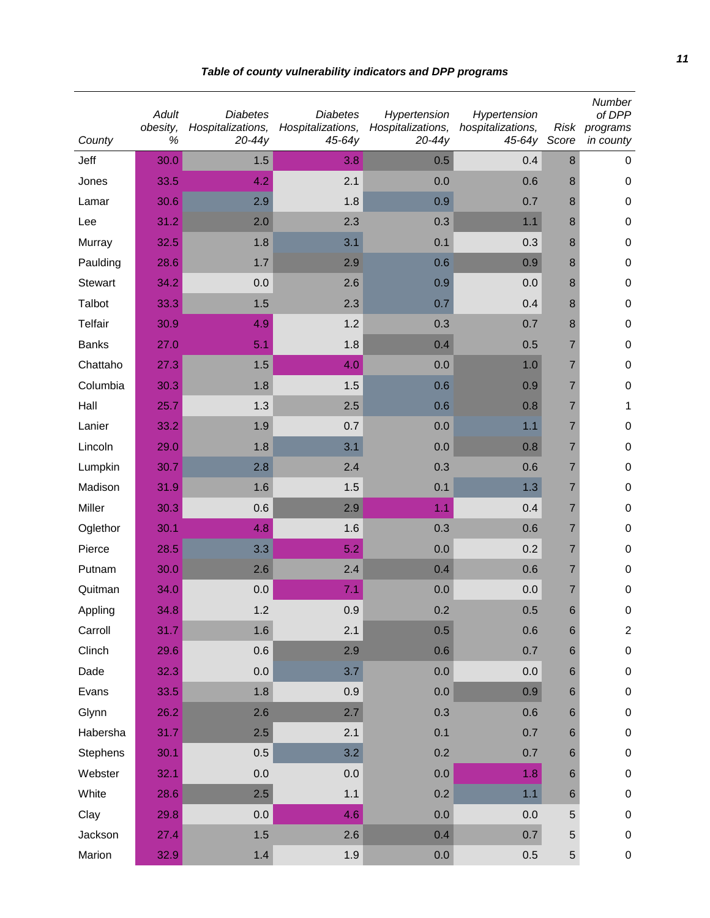***Table of county vulnerability indicators and DPP programs***

| *County* | *Adult obesity, %* | *Diabetes Hospitalizations, 20-44y* | *Diabetes Hospitalizations, 45-64y* | *Hypertension Hospitalizations, 20-44y* | *Hypertension hospitalizations, 45-64y* | *Risk Score* | *Number of DPP programs in county* |
|---|---|---|---|---|---|---|---|
| Jeff | 30.0 | 1.5 | 3.8 | 0.5 | 0.4 | 8 | 0 |
| Jones | 33.5 | 4.2 | 2.1 | 0.0 | 0.6 | 8 | 0 |
| Lamar | 30.6 | 2.9 | 1.8 | 0.9 | 0.7 | 8 | 0 |
| Lee | 31.2 | 2.0 | 2.3 | 0.3 | 1.1 | 8 | 0 |
| Murray | 32.5 | 1.8 | 3.1 | 0.1 | 0.3 | 8 | 0 |
| Paulding | 28.6 | 1.7 | 2.9 | 0.6 | 0.9 | 8 | 0 |
| Stewart | 34.2 | 0.0 | 2.6 | 0.9 | 0.0 | 8 | 0 |
| Talbot | 33.3 | 1.5 | 2.3 | 0.7 | 0.4 | 8 | 0 |
| Telfair | 30.9 | 4.9 | 1.2 | 0.3 | 0.7 | 8 | 0 |
| Banks | 27.0 | 5.1 | 1.8 | 0.4 | 0.5 | 7 | 0 |
| Chattaho | 27.3 | 1.5 | 4.0 | 0.0 | 1.0 | 7 | 0 |
| Columbia | 30.3 | 1.8 | 1.5 | 0.6 | 0.9 | 7 | 0 |
| Hall | 25.7 | 1.3 | 2.5 | 0.6 | 0.8 | 7 | 1 |
| Lanier | 33.2 | 1.9 | 0.7 | 0.0 | 1.1 | 7 | 0 |
| Lincoln | 29.0 | 1.8 | 3.1 | 0.0 | 0.8 | 7 | 0 |
| Lumpkin | 30.7 | 2.8 | 2.4 | 0.3 | 0.6 | 7 | 0 |
| Madison | 31.9 | 1.6 | 1.5 | 0.1 | 1.3 | 7 | 0 |
| Miller | 30.3 | 0.6 | 2.9 | 1.1 | 0.4 | 7 | 0 |
| Oglethor | 30.1 | 4.8 | 1.6 | 0.3 | 0.6 | 7 | 0 |
| Pierce | 28.5 | 3.3 | 5.2 | 0.0 | 0.2 | 7 | 0 |
| Putnam | 30.0 | 2.6 | 2.4 | 0.4 | 0.6 | 7 | 0 |
| Quitman | 34.0 | 0.0 | 7.1 | 0.0 | 0.0 | 7 | 0 |
| Appling | 34.8 | 1.2 | 0.9 | 0.2 | 0.5 | 6 | 0 |
| Carroll | 31.7 | 1.6 | 2.1 | 0.5 | 0.6 | 6 | 2 |
| Clinch | 29.6 | 0.6 | 2.9 | 0.6 | 0.7 | 6 | 0 |
| Dade | 32.3 | 0.0 | 3.7 | 0.0 | 0.0 | 6 | 0 |
| Evans | 33.5 | 1.8 | 0.9 | 0.0 | 0.9 | 6 | 0 |
| Glynn | 26.2 | 2.6 | 2.7 | 0.3 | 0.6 | 6 | 0 |
| Habersha | 31.7 | 2.5 | 2.1 | 0.1 | 0.7 | 6 | 0 |
| Stephens | 30.1 | 0.5 | 3.2 | 0.2 | 0.7 | 6 | 0 |
| Webster | 32.1 | 0.0 | 0.0 | 0.0 | 1.8 | 6 | 0 |
| White | 28.6 | 2.5 | 1.1 | 0.2 | 1.1 | 6 | 0 |
| Clay | 29.8 | 0.0 | 4.6 | 0.0 | 0.0 | 5 | 0 |
| Jackson | 27.4 | 1.5 | 2.6 | 0.4 | 0.7 | 5 | 0 |
| Marion | 32.9 | 1.4 | 1.9 | 0.0 | 0.5 | 5 | 0 |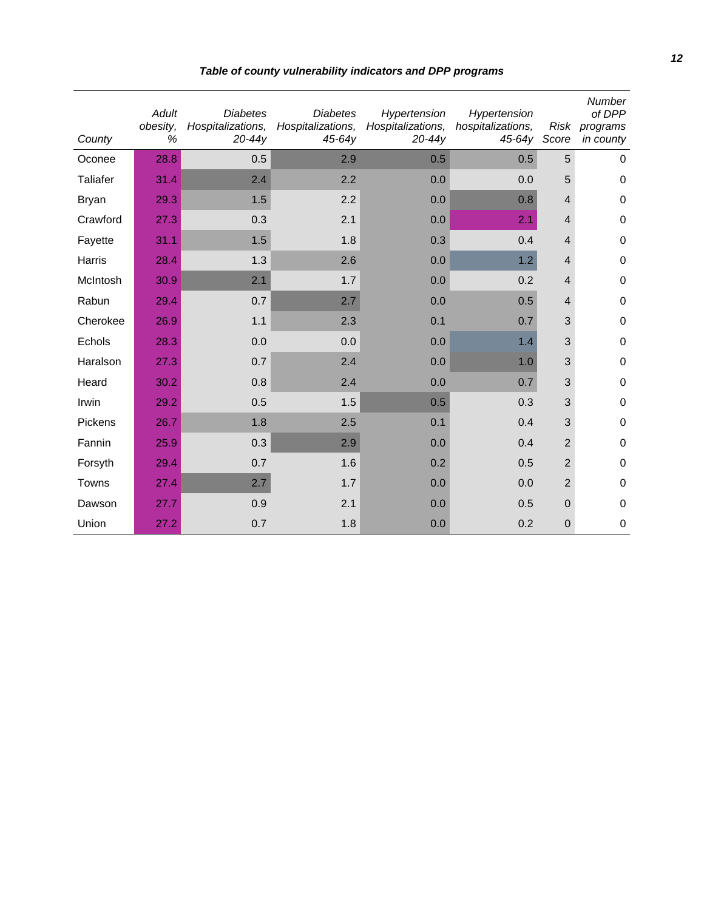***Table of county vulnerability indicators and DPP programs***

| *County* | *Adult obesity, %* | *Diabetes Hospitalizations, 20-44y* | *Diabetes Hospitalizations, 45-64y* | *Hypertension Hospitalizations, 20-44y* | *Hypertension hospitalizations, 45-64y* | *Risk Score* | *Number of DPP programs in county* |
|---|---|---|---|---|---|---|---|
| Oconee | 28.8 | 0.5 | 2.9 | 0.5 | 0.5 | 5 | 0 |
| Taliafer | 31.4 | 2.4 | 2.2 | 0.0 | 0.0 | 5 | 0 |
| Bryan | 29.3 | 1.5 | 2.2 | 0.0 | 0.8 | 4 | 0 |
| Crawford | 27.3 | 0.3 | 2.1 | 0.0 | 2.1 | 4 | 0 |
| Fayette | 31.1 | 1.5 | 1.8 | 0.3 | 0.4 | 4 | 0 |
| Harris | 28.4 | 1.3 | 2.6 | 0.0 | 1.2 | 4 | 0 |
| McIntosh | 30.9 | 2.1 | 1.7 | 0.0 | 0.2 | 4 | 0 |
| Rabun | 29.4 | 0.7 | 2.7 | 0.0 | 0.5 | 4 | 0 |
| Cherokee | 26.9 | 1.1 | 2.3 | 0.1 | 0.7 | 3 | 0 |
| Echols | 28.3 | 0.0 | 0.0 | 0.0 | 1.4 | 3 | 0 |
| Haralson | 27.3 | 0.7 | 2.4 | 0.0 | 1.0 | 3 | 0 |
| Heard | 30.2 | 0.8 | 2.4 | 0.0 | 0.7 | 3 | 0 |
| Irwin | 29.2 | 0.5 | 1.5 | 0.5 | 0.3 | 3 | 0 |
| Pickens | 26.7 | 1.8 | 2.5 | 0.1 | 0.4 | 3 | 0 |
| Fannin | 25.9 | 0.3 | 2.9 | 0.0 | 0.4 | 2 | 0 |
| Forsyth | 29.4 | 0.7 | 1.6 | 0.2 | 0.5 | 2 | 0 |
| Towns | 27.4 | 2.7 | 1.7 | 0.0 | 0.0 | 2 | 0 |
| Dawson | 27.7 | 0.9 | 2.1 | 0.0 | 0.5 | 0 | 0 |
| Union | 27.2 | 0.7 | 1.8 | 0.0 | 0.2 | 0 | 0 |